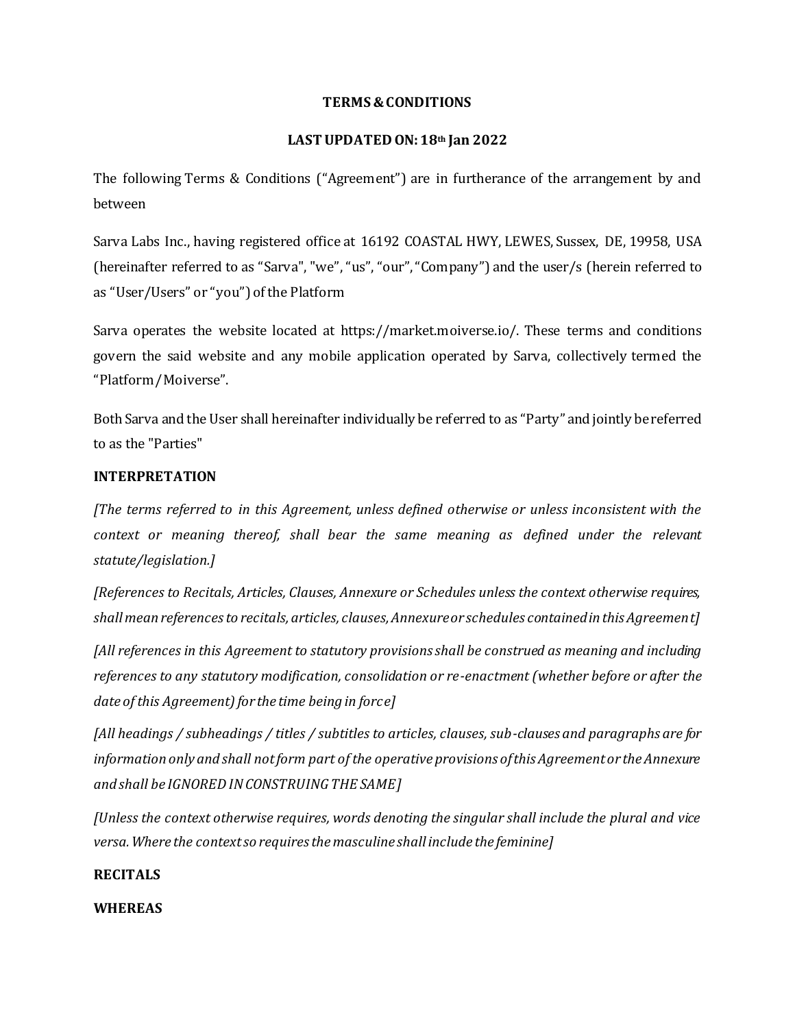**TERMS & CONDITIONS**

**LAST UPDATED ON: 18th Jan 2022**

The following Terms & Conditions ("Agreement") are in furtherance of the arrangement by and between

Sarva Labs Inc., having registered office at 16192 COASTAL HWY, LEWES, Sussex, DE, 19958, USA (hereinafter referred to as "Sarva", "we", "us", "our", "Company") and the user/s (herein referred to as "User/Users" or "you") of the Platform

Sarva operates the website located at https://market.moiverse.io/. These terms and conditions govern the said website and any mobile application operated by Sarva, collectively termed the "Platform/Moiverse".

Both Sarva and the User shall hereinafter individually be referred to as "Party" and jointly be referred to as the "Parties"

**INTERPRETATION**

*[The terms referred to in this Agreement, unless defined otherwise or unless inconsistent with the context or meaning thereof, shall bear the same meaning as defined under the relevant statute/legislation.]*

*[References to Recitals, Articles, Clauses, Annexure or Schedules unless the context otherwise requires, shall mean references to recitals, articles, clauses, Annexure or schedules contained in this Agreement]*

*[All references in this Agreement to statutory provisions shall be construed as meaning and including references to any statutory modification, consolidation or re-enactment (whether before or after the date of this Agreement) for the time being in force]*

*[All headings / subheadings / titles / subtitles to articles, clauses, sub-clauses and paragraphs are for information only and shall not form part of the operative provisions of this Agreement or the Annexure and shall be IGNORED IN CONSTRUING THE SAME]*

*[Unless the context otherwise requires, words denoting the singular shall include the plural and vice versa. Where the context so requires the masculine shall include the feminine]*

**RECITALS**

**WHEREAS**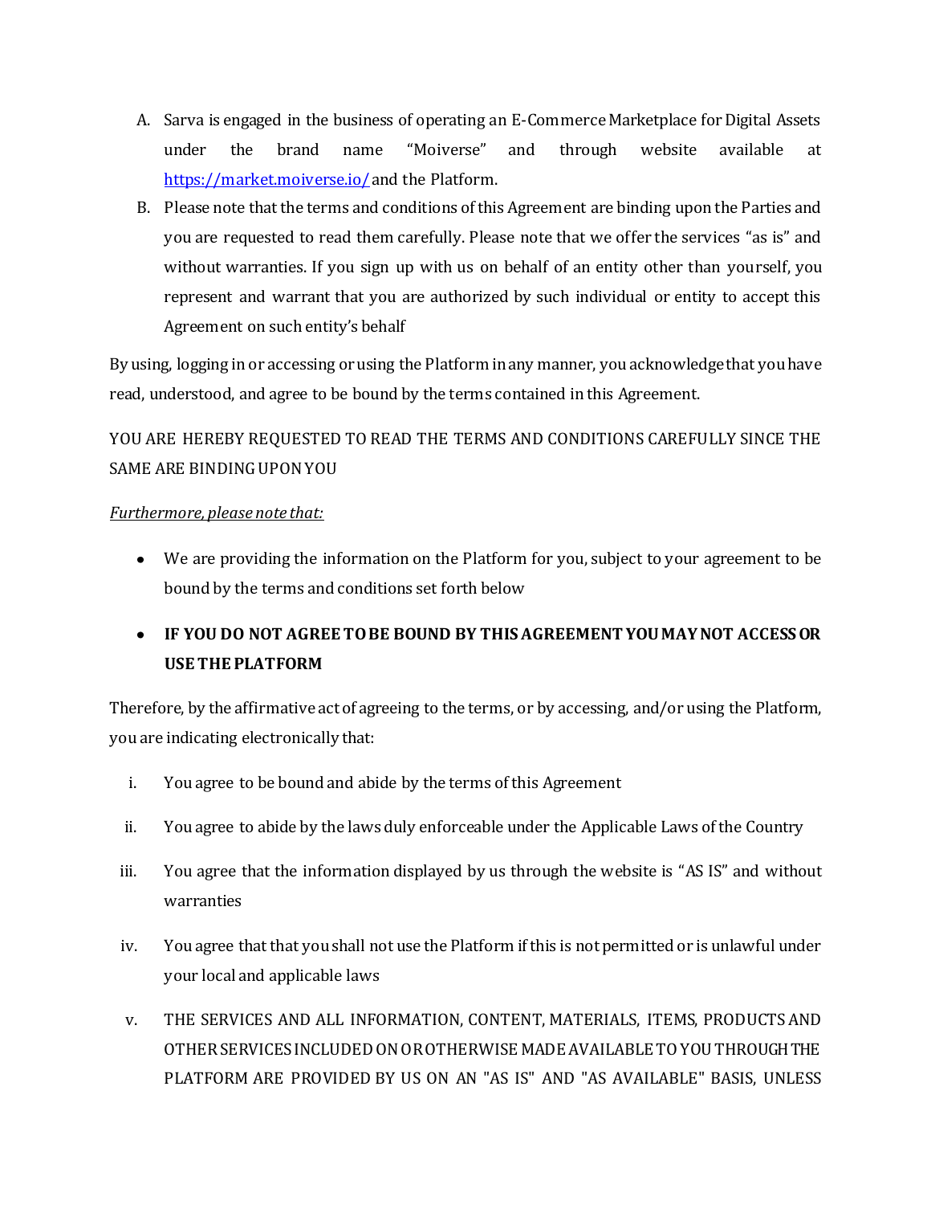A. Sarva is engaged in the business of operating an E-Commerce Marketplace for Digital Assets under the brand name "Moiverse" and through website available at [https://market.moiverse.io/](https://market.moiverse.io/) and the Platform.

B. Please note that the terms and conditions of this Agreement are binding upon the Parties and you are requested to read them carefully. Please note that we offer the services "as is" and without warranties. If you sign up with us on behalf of an entity other than yourself, you represent and warrant that you are authorized by such individual or entity to accept this Agreement on such entity's behalf

By using, logging in or accessing or using the Platform in any manner, you acknowledge that you have read, understood, and agree to be bound by the terms contained in this Agreement.

YOU ARE HEREBY REQUESTED TO READ THE TERMS AND CONDITIONS CAREFULLY SINCE THE SAME ARE BINDING UPON YOU

*Furthermore, please note that:*

- We are providing the information on the Platform for you, subject to your agreement to be bound by the terms and conditions set forth below
- **IF YOU DO NOT AGREE TO BE BOUND BY THIS AGREEMENT YOU MAY NOT ACCESS OR USE THE PLATFORM**

Therefore, by the affirmative act of agreeing to the terms, or by accessing, and/or using the Platform, you are indicating electronically that:

i. You agree to be bound and abide by the terms of this Agreement

ii. You agree to abide by the laws duly enforceable under the Applicable Laws of the Country

iii. You agree that the information displayed by us through the website is "AS IS" and without warranties

iv. You agree that that you shall not use the Platform if this is not permitted or is unlawful under your local and applicable laws

v. THE SERVICES AND ALL INFORMATION, CONTENT, MATERIALS, ITEMS, PRODUCTS AND OTHER SERVICES INCLUDED ON OR OTHERWISE MADE AVAILABLE TO YOU THROUGH THE PLATFORM ARE PROVIDED BY US ON AN "AS IS" AND "AS AVAILABLE" BASIS, UNLESS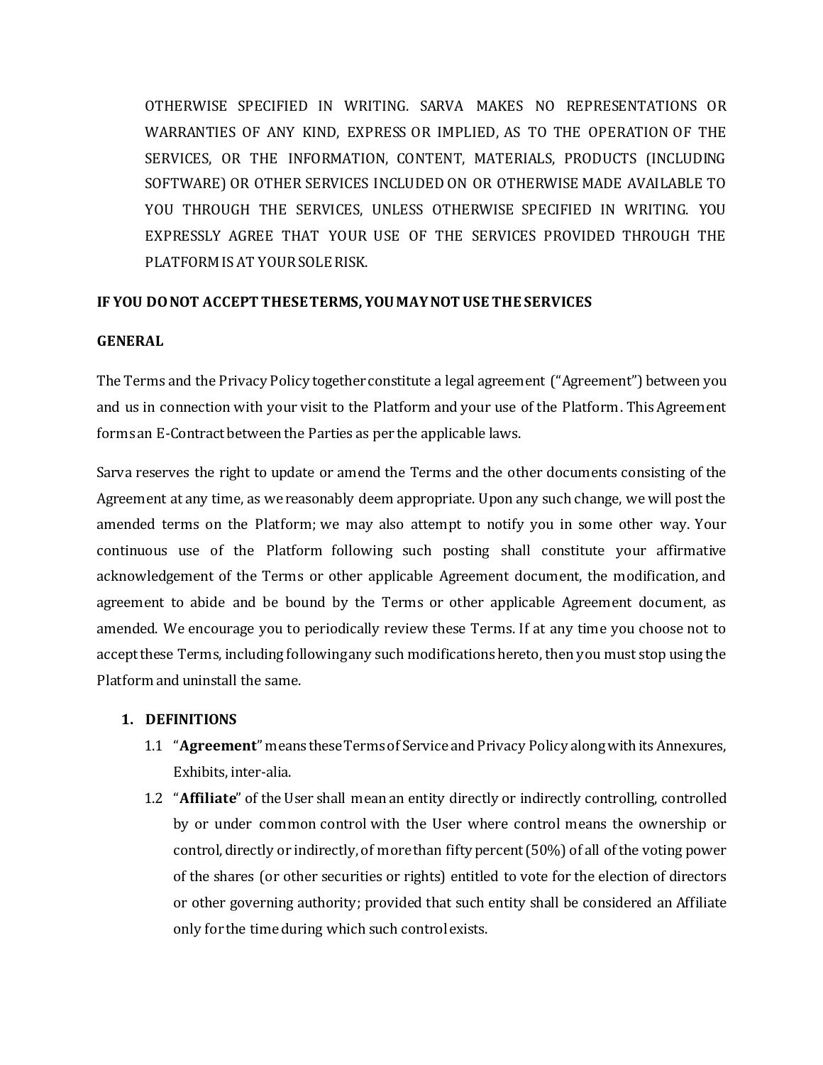OTHERWISE SPECIFIED IN WRITING. SARVA MAKES NO REPRESENTATIONS OR WARRANTIES OF ANY KIND, EXPRESS OR IMPLIED, AS TO THE OPERATION OF THE SERVICES, OR THE INFORMATION, CONTENT, MATERIALS, PRODUCTS (INCLUDING SOFTWARE) OR OTHER SERVICES INCLUDED ON OR OTHERWISE MADE AVAILABLE TO YOU THROUGH THE SERVICES, UNLESS OTHERWISE SPECIFIED IN WRITING. YOU EXPRESSLY AGREE THAT YOUR USE OF THE SERVICES PROVIDED THROUGH THE PLATFORM IS AT YOUR SOLE RISK.

**IF YOU DO NOT ACCEPT THESE TERMS, YOU MAY NOT USE THE SERVICES**

**GENERAL**

The Terms and the Privacy Policy together constitute a legal agreement ("Agreement") between you and us in connection with your visit to the Platform and your use of the Platform. This Agreement forms an E-Contract between the Parties as per the applicable laws.

Sarva reserves the right to update or amend the Terms and the other documents consisting of the Agreement at any time, as we reasonably deem appropriate. Upon any such change, we will post the amended terms on the Platform; we may also attempt to notify you in some other way. Your continuous use of the Platform following such posting shall constitute your affirmative acknowledgement of the Terms or other applicable Agreement document, the modification, and agreement to abide and be bound by the Terms or other applicable Agreement document, as amended. We encourage you to periodically review these Terms. If at any time you choose not to accept these Terms, including following any such modifications hereto, then you must stop using the Platform and uninstall the same.

1. **DEFINITIONS**
   - 1.1 "**Agreement**" means these Terms of Service and Privacy Policy along with its Annexures, Exhibits, inter-alia.
   - 1.2 "**Affiliate**" of the User shall mean an entity directly or indirectly controlling, controlled by or under common control with the User where control means the ownership or control, directly or indirectly, of more than fifty percent (50%) of all of the voting power of the shares (or other securities or rights) entitled to vote for the election of directors or other governing authority; provided that such entity shall be considered an Affiliate only for the time during which such control exists.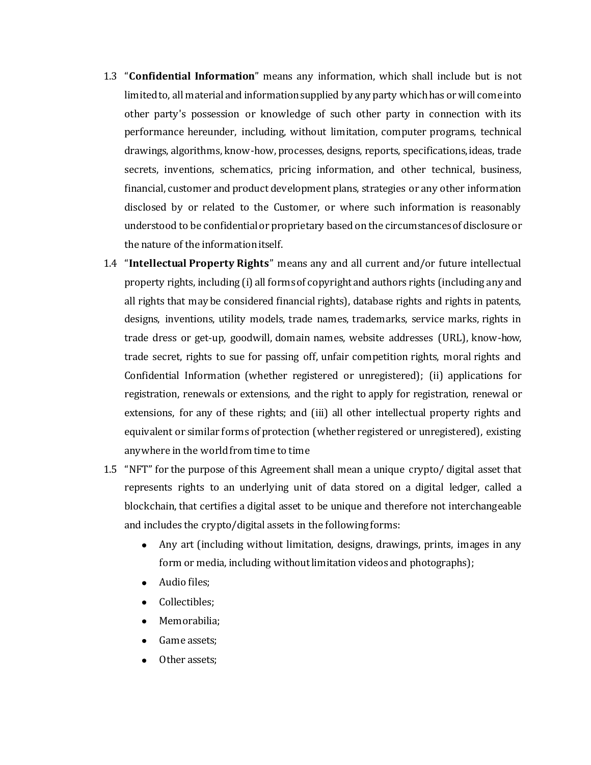1.3 "**Confidential Information**" means any information, which shall include but is not limited to, all material and information supplied by any party which has or will come into other party's possession or knowledge of such other party in connection with its performance hereunder, including, without limitation, computer programs, technical drawings, algorithms, know-how, processes, designs, reports, specifications, ideas, trade secrets, inventions, schematics, pricing information, and other technical, business, financial, customer and product development plans, strategies or any other information disclosed by or related to the Customer, or where such information is reasonably understood to be confidential or proprietary based on the circumstances of disclosure or the nature of the information itself.

1.4 "**Intellectual Property Rights**" means any and all current and/or future intellectual property rights, including (i) all forms of copyright and authors rights (including any and all rights that may be considered financial rights), database rights and rights in patents, designs, inventions, utility models, trade names, trademarks, service marks, rights in trade dress or get-up, goodwill, domain names, website addresses (URL), know-how, trade secret, rights to sue for passing off, unfair competition rights, moral rights and Confidential Information (whether registered or unregistered); (ii) applications for registration, renewals or extensions, and the right to apply for registration, renewal or extensions, for any of these rights; and (iii) all other intellectual property rights and equivalent or similar forms of protection (whether registered or unregistered), existing anywhere in the world from time to time

1.5 "NFT" for the purpose of this Agreement shall mean a unique crypto/ digital asset that represents rights to an underlying unit of data stored on a digital ledger, called a blockchain, that certifies a digital asset to be unique and therefore not interchangeable and includes the crypto/digital assets in the following forms:

- Any art (including without limitation, designs, drawings, prints, images in any form or media, including without limitation videos and photographs);
- Audio files;
- Collectibles;
- Memorabilia;
- Game assets;
- Other assets;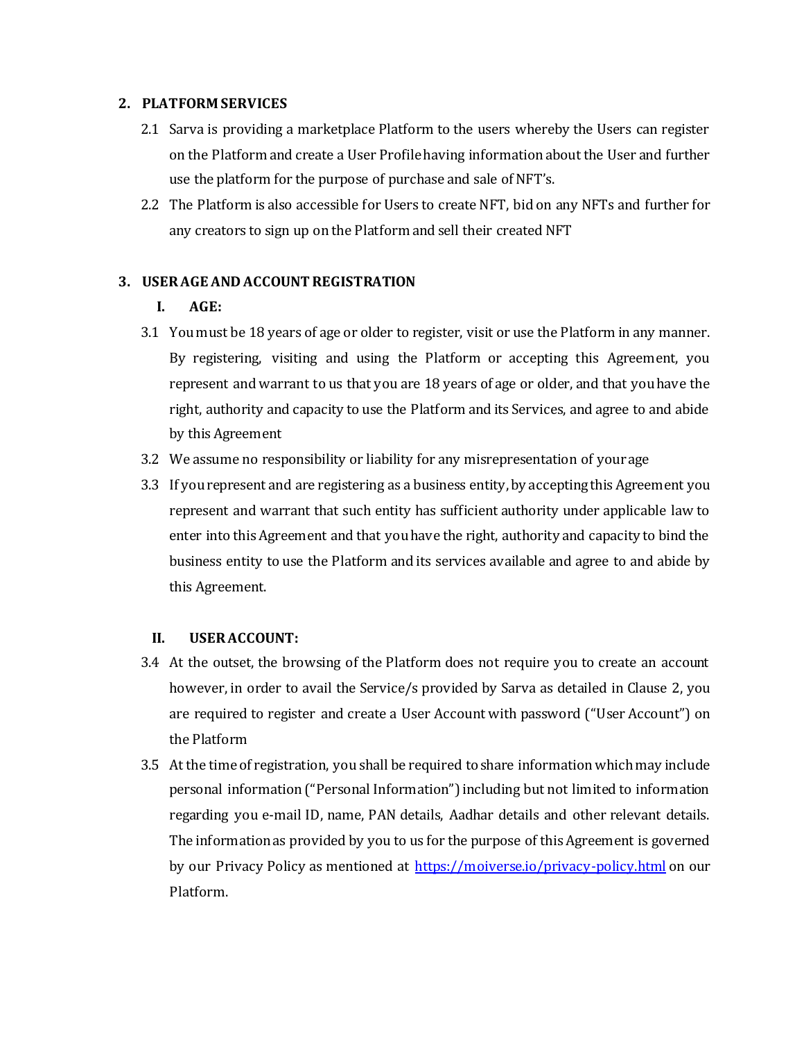## 2. PLATFORM SERVICES

2.1 Sarva is providing a marketplace Platform to the users whereby the Users can register on the Platform and create a User Profile having information about the User and further use the platform for the purpose of purchase and sale of NFT's.

2.2 The Platform is also accessible for Users to create NFT, bid on any NFTs and further for any creators to sign up on the Platform and sell their created NFT

## 3. USER AGE AND ACCOUNT REGISTRATION

### I. AGE:

3.1 You must be 18 years of age or older to register, visit or use the Platform in any manner. By registering, visiting and using the Platform or accepting this Agreement, you represent and warrant to us that you are 18 years of age or older, and that you have the right, authority and capacity to use the Platform and its Services, and agree to and abide by this Agreement

3.2 We assume no responsibility or liability for any misrepresentation of your age

3.3 If you represent and are registering as a business entity, by accepting this Agreement you represent and warrant that such entity has sufficient authority under applicable law to enter into this Agreement and that you have the right, authority and capacity to bind the business entity to use the Platform and its services available and agree to and abide by this Agreement.

### II. USER ACCOUNT:

3.4 At the outset, the browsing of the Platform does not require you to create an account however, in order to avail the Service/s provided by Sarva as detailed in Clause 2, you are required to register and create a User Account with password ("User Account") on the Platform

3.5 At the time of registration, you shall be required to share information which may include personal information ("Personal Information") including but not limited to information regarding you e-mail ID, name, PAN details, Aadhar details and other relevant details. The information as provided by you to us for the purpose of this Agreement is governed by our Privacy Policy as mentioned at [https://moiverse.io/privacy-policy.html](https://moiverse.io/privacy-policy.html) on our Platform.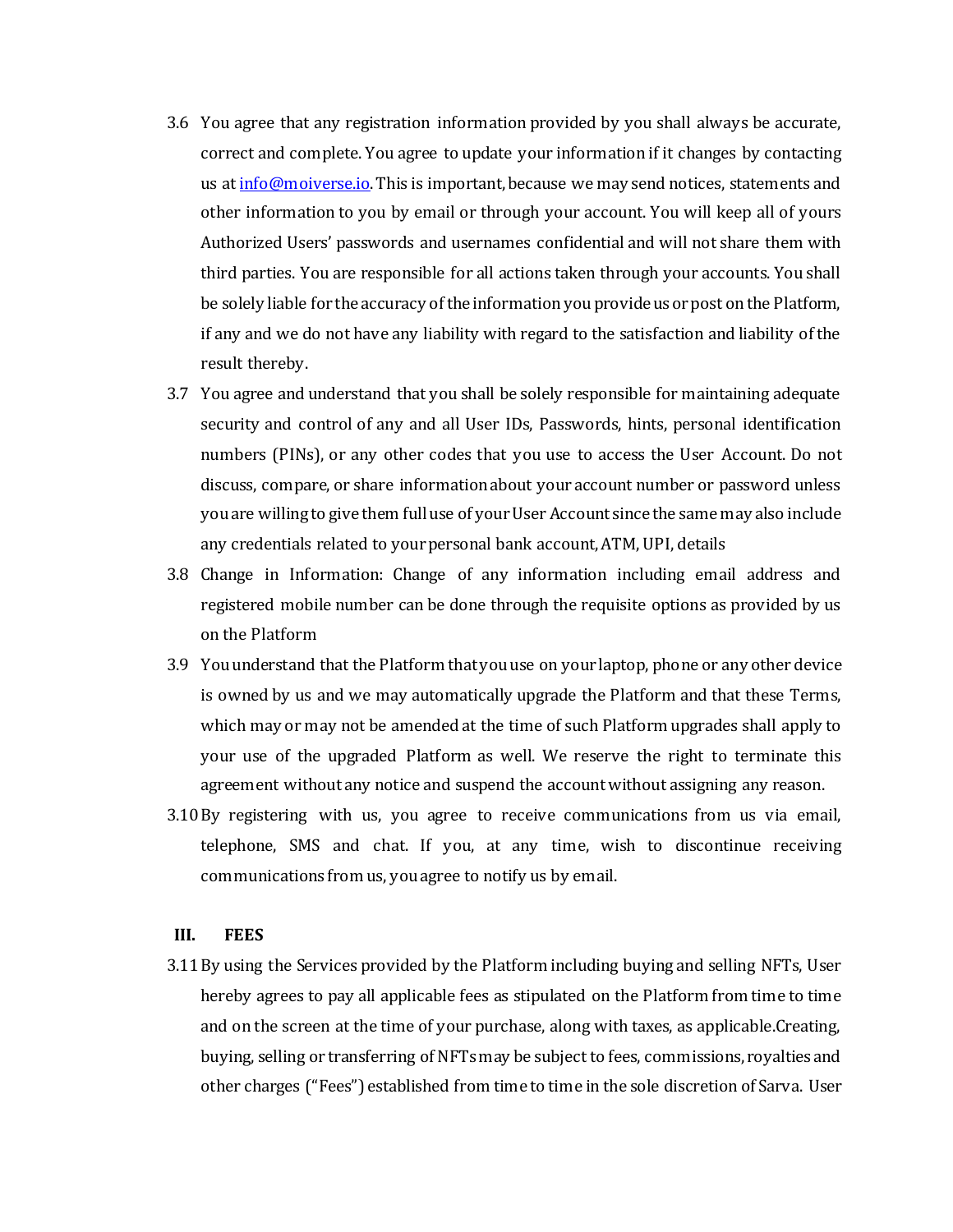3.6 You agree that any registration information provided by you shall always be accurate, correct and complete. You agree to update your information if it changes by contacting us at [info@moiverse.io](mailto:info@moiverse.io). This is important, because we may send notices, statements and other information to you by email or through your account. You will keep all of yours Authorized Users' passwords and usernames confidential and will not share them with third parties. You are responsible for all actions taken through your accounts. You shall be solely liable for the accuracy of the information you provide us or post on the Platform, if any and we do not have any liability with regard to the satisfaction and liability of the result thereby.

3.7 You agree and understand that you shall be solely responsible for maintaining adequate security and control of any and all User IDs, Passwords, hints, personal identification numbers (PINs), or any other codes that you use to access the User Account. Do not discuss, compare, or share information about your account number or password unless you are willing to give them full use of your User Account since the same may also include any credentials related to your personal bank account, ATM, UPI, details

3.8 Change in Information: Change of any information including email address and registered mobile number can be done through the requisite options as provided by us on the Platform

3.9 You understand that the Platform that you use on your laptop, phone or any other device is owned by us and we may automatically upgrade the Platform and that these Terms, which may or may not be amended at the time of such Platform upgrades shall apply to your use of the upgraded Platform as well. We reserve the right to terminate this agreement without any notice and suspend the account without assigning any reason.

3.10 By registering with us, you agree to receive communications from us via email, telephone, SMS and chat. If you, at any time, wish to discontinue receiving communications from us, you agree to notify us by email.

**III. FEES**

3.11 By using the Services provided by the Platform including buying and selling NFTs, User hereby agrees to pay all applicable fees as stipulated on the Platform from time to time and on the screen at the time of your purchase, along with taxes, as applicable.Creating, buying, selling or transferring of NFTs may be subject to fees, commissions, royalties and other charges ("Fees") established from time to time in the sole discretion of Sarva. User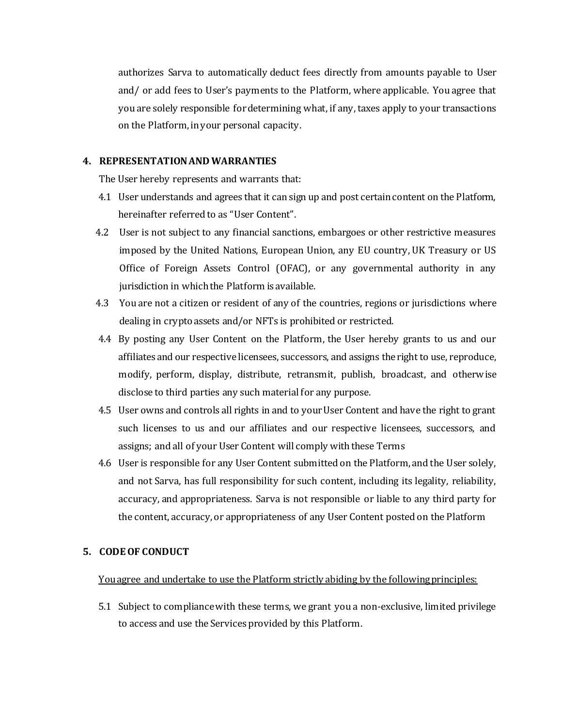authorizes Sarva to automatically deduct fees directly from amounts payable to User and/ or add fees to User's payments to the Platform, where applicable. You agree that you are solely responsible for determining what, if any, taxes apply to your transactions on the Platform, in your personal capacity.

## 4. REPRESENTATION AND WARRANTIES

The User hereby represents and warrants that:

4.1 User understands and agrees that it can sign up and post certain content on the Platform, hereinafter referred to as "User Content".

4.2 User is not subject to any financial sanctions, embargoes or other restrictive measures imposed by the United Nations, European Union, any EU country, UK Treasury or US Office of Foreign Assets Control (OFAC), or any governmental authority in any jurisdiction in which the Platform is available.

4.3 You are not a citizen or resident of any of the countries, regions or jurisdictions where dealing in crypto assets and/or NFTs is prohibited or restricted.

4.4 By posting any User Content on the Platform, the User hereby grants to us and our affiliates and our respective licensees, successors, and assigns the right to use, reproduce, modify, perform, display, distribute, retransmit, publish, broadcast, and otherwise disclose to third parties any such material for any purpose.

4.5 User owns and controls all rights in and to your User Content and have the right to grant such licenses to us and our affiliates and our respective licensees, successors, and assigns; and all of your User Content will comply with these Terms

4.6 User is responsible for any User Content submitted on the Platform, and the User solely, and not Sarva, has full responsibility for such content, including its legality, reliability, accuracy, and appropriateness. Sarva is not responsible or liable to any third party for the content, accuracy, or appropriateness of any User Content posted on the Platform

## 5. CODE OF CONDUCT

<u>You agree and undertake to use the Platform strictly abiding by the following principles:</u>

5.1 Subject to compliance with these terms, we grant you a non-exclusive, limited privilege to access and use the Services provided by this Platform.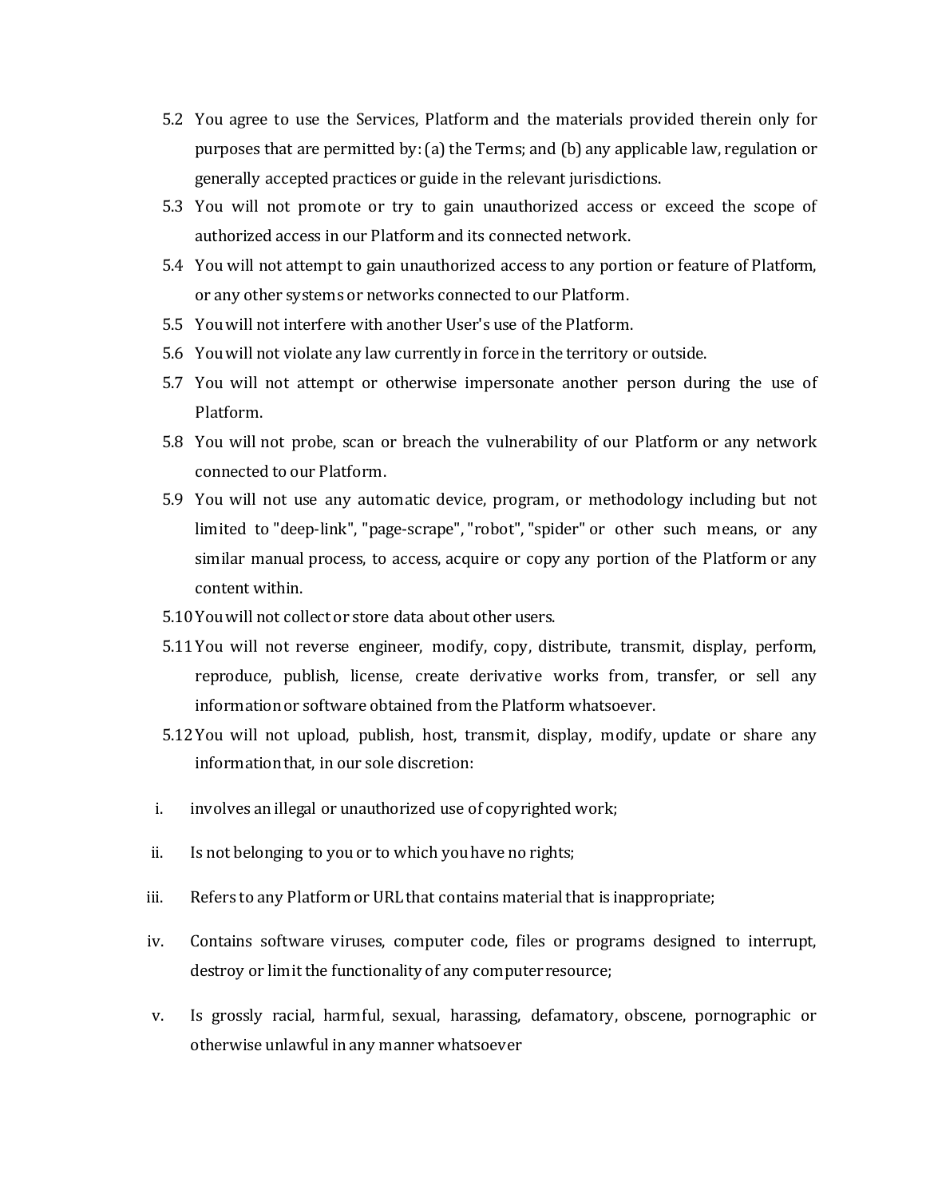5.2 You agree to use the Services, Platform and the materials provided therein only for purposes that are permitted by: (a) the Terms; and (b) any applicable law, regulation or generally accepted practices or guide in the relevant jurisdictions.

5.3 You will not promote or try to gain unauthorized access or exceed the scope of authorized access in our Platform and its connected network.

5.4 You will not attempt to gain unauthorized access to any portion or feature of Platform, or any other systems or networks connected to our Platform.

5.5 You will not interfere with another User's use of the Platform.

5.6 You will not violate any law currently in force in the territory or outside.

5.7 You will not attempt or otherwise impersonate another person during the use of Platform.

5.8 You will not probe, scan or breach the vulnerability of our Platform or any network connected to our Platform.

5.9 You will not use any automatic device, program, or methodology including but not limited to "deep-link", "page-scrape", "robot", "spider" or other such means, or any similar manual process, to access, acquire or copy any portion of the Platform or any content within.

5.10 You will not collect or store data about other users.

5.11 You will not reverse engineer, modify, copy, distribute, transmit, display, perform, reproduce, publish, license, create derivative works from, transfer, or sell any information or software obtained from the Platform whatsoever.

5.12 You will not upload, publish, host, transmit, display, modify, update or share any information that, in our sole discretion:

i. involves an illegal or unauthorized use of copyrighted work;

ii. Is not belonging to you or to which you have no rights;

iii. Refers to any Platform or URL that contains material that is inappropriate;

iv. Contains software viruses, computer code, files or programs designed to interrupt, destroy or limit the functionality of any computer resource;

v. Is grossly racial, harmful, sexual, harassing, defamatory, obscene, pornographic or otherwise unlawful in any manner whatsoever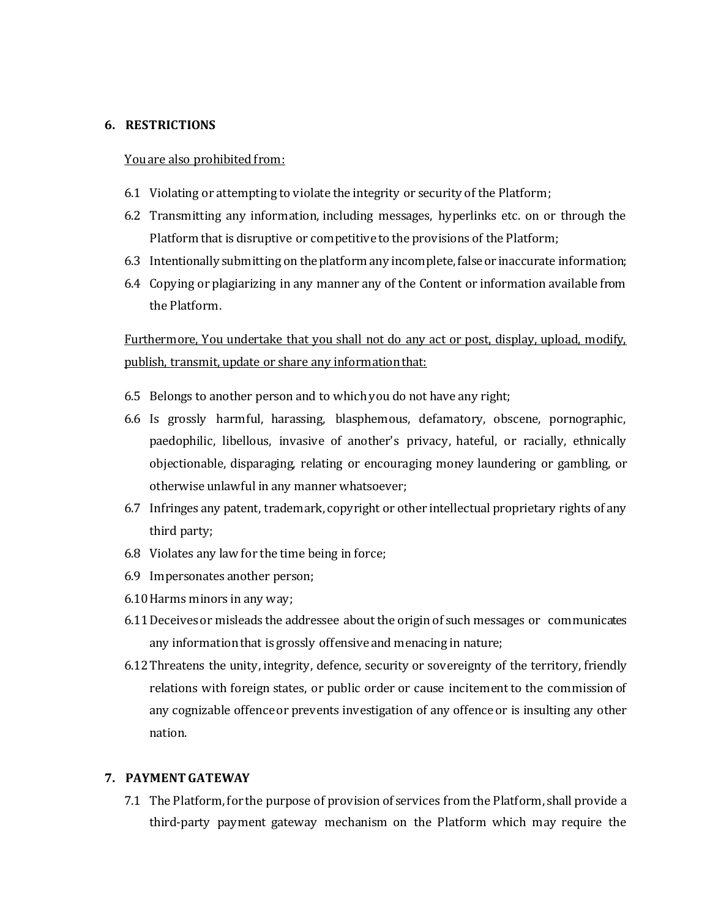## 6. RESTRICTIONS

<u>You are also prohibited from:</u>

6.1 Violating or attempting to violate the integrity or security of the Platform;

6.2 Transmitting any information, including messages, hyperlinks etc. on or through the Platform that is disruptive or competitive to the provisions of the Platform;

6.3 Intentionally submitting on the platform any incomplete, false or inaccurate information;

6.4 Copying or plagiarizing in any manner any of the Content or information available from the Platform.

<u>Furthermore, You undertake that you shall not do any act or post, display, upload, modify, publish, transmit, update or share any information that:</u>

6.5 Belongs to another person and to which you do not have any right;

6.6 Is grossly harmful, harassing, blasphemous, defamatory, obscene, pornographic, paedophilic, libellous, invasive of another's privacy, hateful, or racially, ethnically objectionable, disparaging, relating or encouraging money laundering or gambling, or otherwise unlawful in any manner whatsoever;

6.7 Infringes any patent, trademark, copyright or other intellectual proprietary rights of any third party;

6.8 Violates any law for the time being in force;

6.9 Impersonates another person;

6.10 Harms minors in any way;

6.11 Deceives or misleads the addressee about the origin of such messages or communicates any information that is grossly offensive and menacing in nature;

6.12 Threatens the unity, integrity, defence, security or sovereignty of the territory, friendly relations with foreign states, or public order or cause incitement to the commission of any cognizable offence or prevents investigation of any offence or is insulting any other nation.

## 7. PAYMENT GATEWAY

7.1 The Platform, for the purpose of provision of services from the Platform, shall provide a third-party payment gateway mechanism on the Platform which may require the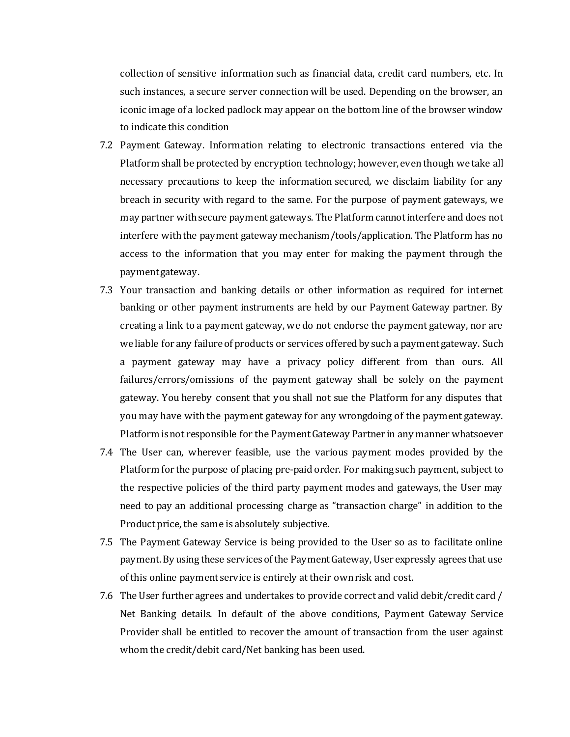collection of sensitive information such as financial data, credit card numbers, etc. In such instances, a secure server connection will be used. Depending on the browser, an iconic image of a locked padlock may appear on the bottom line of the browser window to indicate this condition

7.2 Payment Gateway. Information relating to electronic transactions entered via the Platform shall be protected by encryption technology; however, even though we take all necessary precautions to keep the information secured, we disclaim liability for any breach in security with regard to the same. For the purpose of payment gateways, we may partner with secure payment gateways. The Platform cannot interfere and does not interfere with the payment gateway mechanism/tools/application. The Platform has no access to the information that you may enter for making the payment through the payment gateway.

7.3 Your transaction and banking details or other information as required for internet banking or other payment instruments are held by our Payment Gateway partner. By creating a link to a payment gateway, we do not endorse the payment gateway, nor are we liable for any failure of products or services offered by such a payment gateway. Such a payment gateway may have a privacy policy different from than ours. All failures/errors/omissions of the payment gateway shall be solely on the payment gateway. You hereby consent that you shall not sue the Platform for any disputes that you may have with the payment gateway for any wrongdoing of the payment gateway. Platform is not responsible for the Payment Gateway Partner in any manner whatsoever

7.4 The User can, wherever feasible, use the various payment modes provided by the Platform for the purpose of placing pre-paid order. For making such payment, subject to the respective policies of the third party payment modes and gateways, the User may need to pay an additional processing charge as "transaction charge" in addition to the Product price, the same is absolutely subjective.

7.5 The Payment Gateway Service is being provided to the User so as to facilitate online payment. By using these services of the Payment Gateway, User expressly agrees that use of this online payment service is entirely at their own risk and cost.

7.6 The User further agrees and undertakes to provide correct and valid debit/credit card / Net Banking details. In default of the above conditions, Payment Gateway Service Provider shall be entitled to recover the amount of transaction from the user against whom the credit/debit card/Net banking has been used.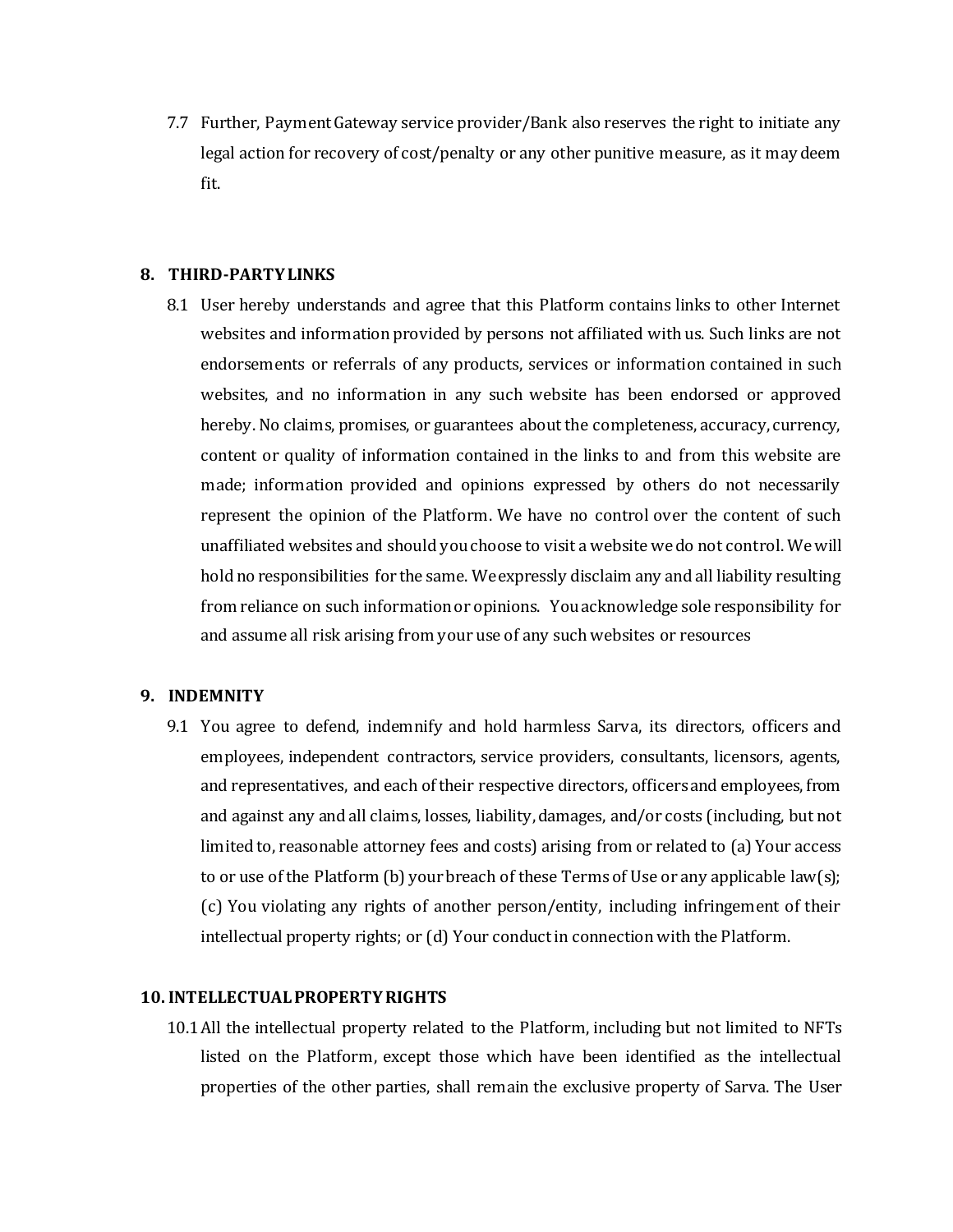7.7 Further, Payment Gateway service provider/Bank also reserves the right to initiate any legal action for recovery of cost/penalty or any other punitive measure, as it may deem fit.

## 8. THIRD-PARTY LINKS

8.1 User hereby understands and agree that this Platform contains links to other Internet websites and information provided by persons not affiliated with us. Such links are not endorsements or referrals of any products, services or information contained in such websites, and no information in any such website has been endorsed or approved hereby. No claims, promises, or guarantees about the completeness, accuracy, currency, content or quality of information contained in the links to and from this website are made; information provided and opinions expressed by others do not necessarily represent the opinion of the Platform. We have no control over the content of such unaffiliated websites and should you choose to visit a website we do not control. We will hold no responsibilities for the same. We expressly disclaim any and all liability resulting from reliance on such information or opinions. You acknowledge sole responsibility for and assume all risk arising from your use of any such websites or resources

## 9. INDEMNITY

9.1 You agree to defend, indemnify and hold harmless Sarva, its directors, officers and employees, independent contractors, service providers, consultants, licensors, agents, and representatives, and each of their respective directors, officers and employees, from and against any and all claims, losses, liability, damages, and/or costs (including, but not limited to, reasonable attorney fees and costs) arising from or related to (a) Your access to or use of the Platform (b) your breach of these Terms of Use or any applicable law(s); (c) You violating any rights of another person/entity, including infringement of their intellectual property rights; or (d) Your conduct in connection with the Platform.

## 10. INTELLECTUAL PROPERTY RIGHTS

10.1 All the intellectual property related to the Platform, including but not limited to NFTs listed on the Platform, except those which have been identified as the intellectual properties of the other parties, shall remain the exclusive property of Sarva. The User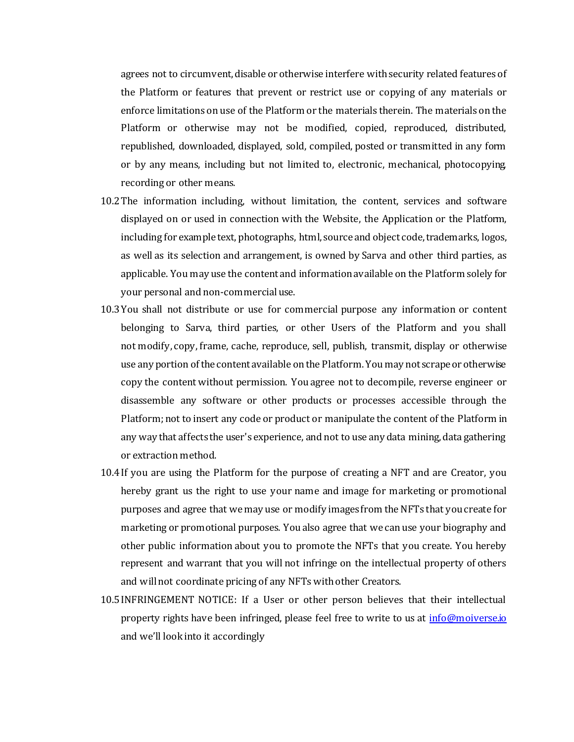agrees not to circumvent, disable or otherwise interfere with security related features of the Platform or features that prevent or restrict use or copying of any materials or enforce limitations on use of the Platform or the materials therein. The materials on the Platform or otherwise may not be modified, copied, reproduced, distributed, republished, downloaded, displayed, sold, compiled, posted or transmitted in any form or by any means, including but not limited to, electronic, mechanical, photocopying, recording or other means.

10.2 The information including, without limitation, the content, services and software displayed on or used in connection with the Website, the Application or the Platform, including for example text, photographs, html, source and object code, trademarks, logos, as well as its selection and arrangement, is owned by Sarva and other third parties, as applicable. You may use the content and information available on the Platform solely for your personal and non-commercial use.

10.3 You shall not distribute or use for commercial purpose any information or content belonging to Sarva, third parties, or other Users of the Platform and you shall not modify, copy, frame, cache, reproduce, sell, publish, transmit, display or otherwise use any portion of the content available on the Platform. You may not scrape or otherwise copy the content without permission. You agree not to decompile, reverse engineer or disassemble any software or other products or processes accessible through the Platform; not to insert any code or product or manipulate the content of the Platform in any way that affects the user's experience, and not to use any data mining, data gathering or extraction method.

10.4 If you are using the Platform for the purpose of creating a NFT and are Creator, you hereby grant us the right to use your name and image for marketing or promotional purposes and agree that we may use or modify images from the NFTs that you create for marketing or promotional purposes. You also agree that we can use your biography and other public information about you to promote the NFTs that you create. You hereby represent and warrant that you will not infringe on the intellectual property of others and will not coordinate pricing of any NFTs with other Creators.

10.5 INFRINGEMENT NOTICE: If a User or other person believes that their intellectual property rights have been infringed, please feel free to write to us at [info@moiverse.io](mailto:info@moiverse.io) and we'll look into it accordingly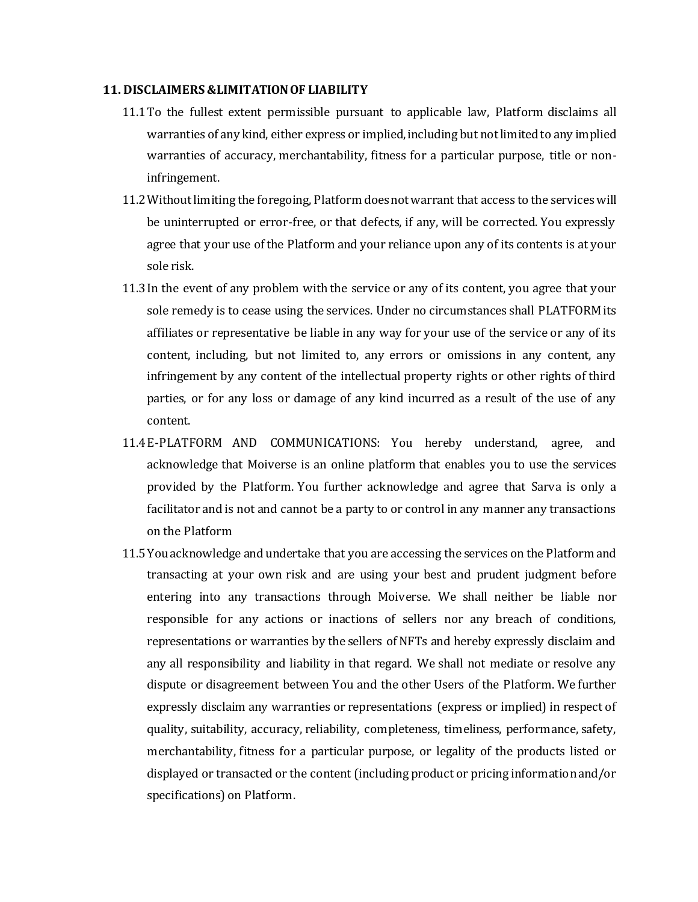## 11. DISCLAIMERS &LIMITATION OF LIABILITY

11.1 To the fullest extent permissible pursuant to applicable law, Platform disclaims all warranties of any kind, either express or implied, including but not limited to any implied warranties of accuracy, merchantability, fitness for a particular purpose, title or non-infringement.

11.2 Without limiting the foregoing, Platform does not warrant that access to the services will be uninterrupted or error-free, or that defects, if any, will be corrected. You expressly agree that your use of the Platform and your reliance upon any of its contents is at your sole risk.

11.3 In the event of any problem with the service or any of its content, you agree that your sole remedy is to cease using the services. Under no circumstances shall PLATFORM its affiliates or representative be liable in any way for your use of the service or any of its content, including, but not limited to, any errors or omissions in any content, any infringement by any content of the intellectual property rights or other rights of third parties, or for any loss or damage of any kind incurred as a result of the use of any content.

11.4 E-PLATFORM AND COMMUNICATIONS: You hereby understand, agree, and acknowledge that Moiverse is an online platform that enables you to use the services provided by the Platform. You further acknowledge and agree that Sarva is only a facilitator and is not and cannot be a party to or control in any manner any transactions on the Platform

11.5 You acknowledge and undertake that you are accessing the services on the Platform and transacting at your own risk and are using your best and prudent judgment before entering into any transactions through Moiverse. We shall neither be liable nor responsible for any actions or inactions of sellers nor any breach of conditions, representations or warranties by the sellers of NFTs and hereby expressly disclaim and any all responsibility and liability in that regard. We shall not mediate or resolve any dispute or disagreement between You and the other Users of the Platform. We further expressly disclaim any warranties or representations (express or implied) in respect of quality, suitability, accuracy, reliability, completeness, timeliness, performance, safety, merchantability, fitness for a particular purpose, or legality of the products listed or displayed or transacted or the content (including product or pricing information and/or specifications) on Platform.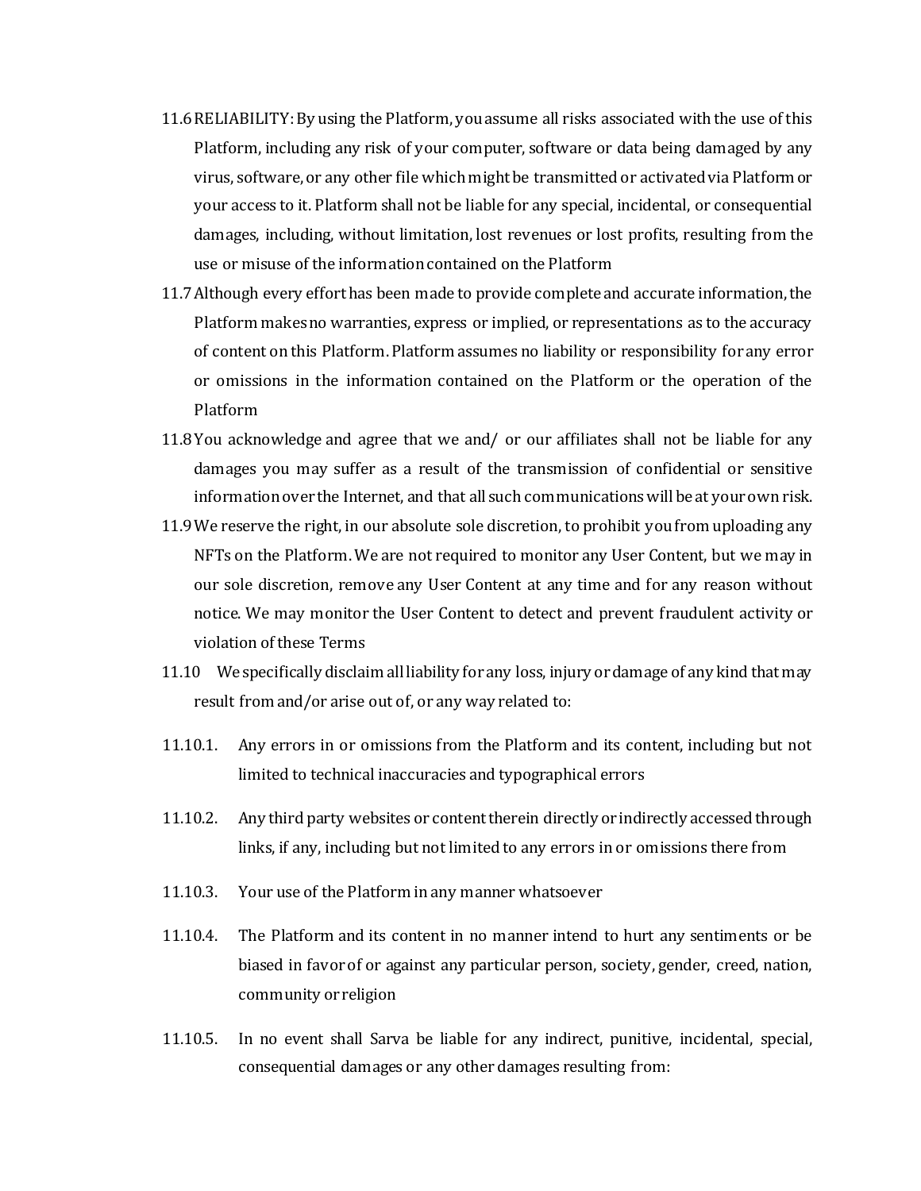11.6 RELIABILITY: By using the Platform, you assume all risks associated with the use of this Platform, including any risk of your computer, software or data being damaged by any virus, software, or any other file which might be transmitted or activated via Platform or your access to it. Platform shall not be liable for any special, incidental, or consequential damages, including, without limitation, lost revenues or lost profits, resulting from the use or misuse of the information contained on the Platform

11.7 Although every effort has been made to provide complete and accurate information, the Platform makes no warranties, express or implied, or representations as to the accuracy of content on this Platform. Platform assumes no liability or responsibility for any error or omissions in the information contained on the Platform or the operation of the Platform

11.8 You acknowledge and agree that we and/ or our affiliates shall not be liable for any damages you may suffer as a result of the transmission of confidential or sensitive information over the Internet, and that all such communications will be at your own risk.

11.9 We reserve the right, in our absolute sole discretion, to prohibit you from uploading any NFTs on the Platform. We are not required to monitor any User Content, but we may in our sole discretion, remove any User Content at any time and for any reason without notice. We may monitor the User Content to detect and prevent fraudulent activity or violation of these Terms

11.10 We specifically disclaim all liability for any loss, injury or damage of any kind that may result from and/or arise out of, or any way related to:

11.10.1. Any errors in or omissions from the Platform and its content, including but not limited to technical inaccuracies and typographical errors

11.10.2. Any third party websites or content therein directly or indirectly accessed through links, if any, including but not limited to any errors in or omissions there from

11.10.3. Your use of the Platform in any manner whatsoever

11.10.4. The Platform and its content in no manner intend to hurt any sentiments or be biased in favor of or against any particular person, society, gender, creed, nation, community or religion

11.10.5. In no event shall Sarva be liable for any indirect, punitive, incidental, special, consequential damages or any other damages resulting from: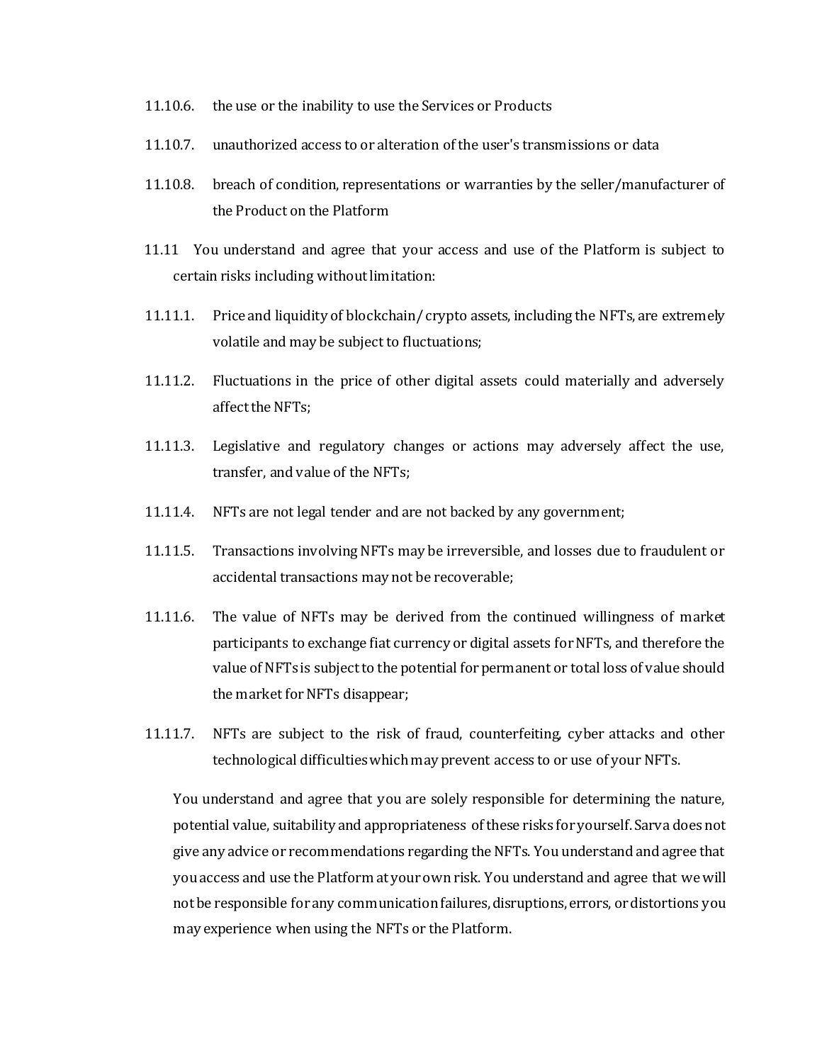11.10.6. the use or the inability to use the Services or Products

11.10.7. unauthorized access to or alteration of the user's transmissions or data

11.10.8. breach of condition, representations or warranties by the seller/manufacturer of the Product on the Platform

11.11 You understand and agree that your access and use of the Platform is subject to certain risks including without limitation:

11.11.1. Price and liquidity of blockchain/ crypto assets, including the NFTs, are extremely volatile and may be subject to fluctuations;

11.11.2. Fluctuations in the price of other digital assets could materially and adversely affect the NFTs;

11.11.3. Legislative and regulatory changes or actions may adversely affect the use, transfer, and value of the NFTs;

11.11.4. NFTs are not legal tender and are not backed by any government;

11.11.5. Transactions involving NFTs may be irreversible, and losses due to fraudulent or accidental transactions may not be recoverable;

11.11.6. The value of NFTs may be derived from the continued willingness of market participants to exchange fiat currency or digital assets for NFTs, and therefore the value of NFTs is subject to the potential for permanent or total loss of value should the market for NFTs disappear;

11.11.7. NFTs are subject to the risk of fraud, counterfeiting, cyber attacks and other technological difficulties which may prevent access to or use of your NFTs.

You understand and agree that you are solely responsible for determining the nature, potential value, suitability and appropriateness of these risks for yourself. Sarva does not give any advice or recommendations regarding the NFTs. You understand and agree that you access and use the Platform at your own risk. You understand and agree that we will not be responsible for any communication failures, disruptions, errors, or distortions you may experience when using the NFTs or the Platform.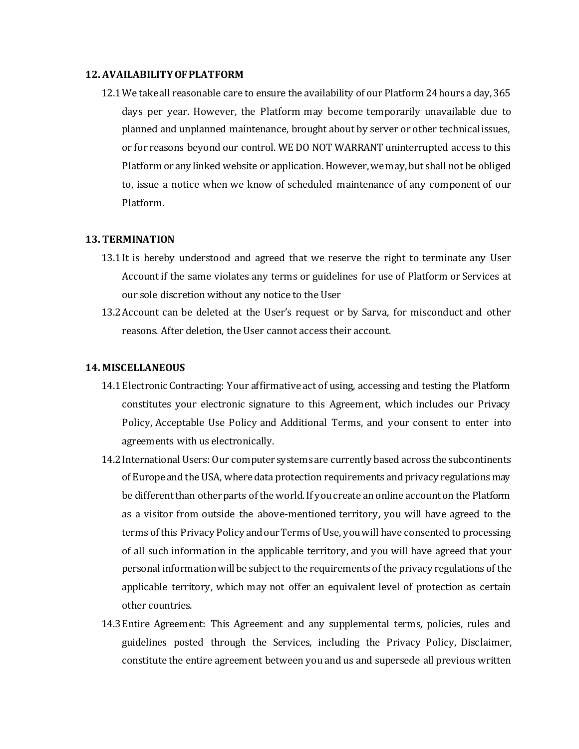## 12. AVAILABILITY OF PLATFORM

12.1 We take all reasonable care to ensure the availability of our Platform 24 hours a day, 365 days per year. However, the Platform may become temporarily unavailable due to planned and unplanned maintenance, brought about by server or other technical issues, or for reasons beyond our control. WE DO NOT WARRANT uninterrupted access to this Platform or any linked website or application. However, we may, but shall not be obliged to, issue a notice when we know of scheduled maintenance of any component of our Platform.

## 13. TERMINATION

13.1 It is hereby understood and agreed that we reserve the right to terminate any User Account if the same violates any terms or guidelines for use of Platform or Services at our sole discretion without any notice to the User

13.2 Account can be deleted at the User's request or by Sarva, for misconduct and other reasons. After deletion, the User cannot access their account.

## 14. MISCELLANEOUS

14.1 Electronic Contracting: Your affirmative act of using, accessing and testing the Platform constitutes your electronic signature to this Agreement, which includes our Privacy Policy, Acceptable Use Policy and Additional Terms, and your consent to enter into agreements with us electronically.

14.2 International Users: Our computer systems are currently based across the subcontinents of Europe and the USA, where data protection requirements and privacy regulations may be different than other parts of the world. If you create an online account on the Platform as a visitor from outside the above-mentioned territory, you will have agreed to the terms of this Privacy Policy and our Terms of Use, you will have consented to processing of all such information in the applicable territory, and you will have agreed that your personal information will be subject to the requirements of the privacy regulations of the applicable territory, which may not offer an equivalent level of protection as certain other countries.

14.3 Entire Agreement: This Agreement and any supplemental terms, policies, rules and guidelines posted through the Services, including the Privacy Policy, Disclaimer, constitute the entire agreement between you and us and supersede all previous written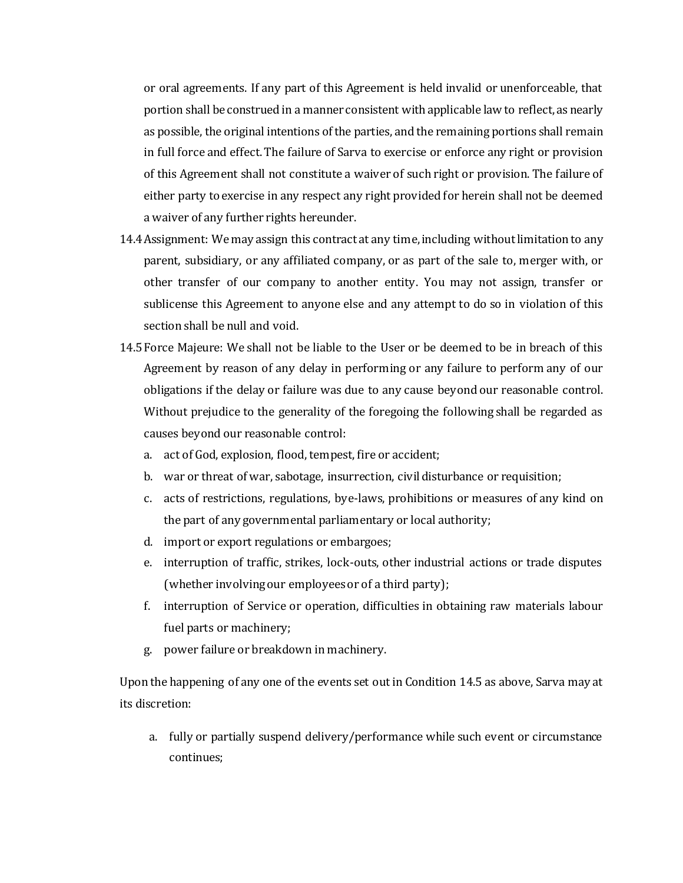or oral agreements. If any part of this Agreement is held invalid or unenforceable, that portion shall be construed in a manner consistent with applicable law to reflect, as nearly as possible, the original intentions of the parties, and the remaining portions shall remain in full force and effect. The failure of Sarva to exercise or enforce any right or provision of this Agreement shall not constitute a waiver of such right or provision. The failure of either party to exercise in any respect any right provided for herein shall not be deemed a waiver of any further rights hereunder.

14.4 Assignment: We may assign this contract at any time, including without limitation to any parent, subsidiary, or any affiliated company, or as part of the sale to, merger with, or other transfer of our company to another entity. You may not assign, transfer or sublicense this Agreement to anyone else and any attempt to do so in violation of this section shall be null and void.

14.5 Force Majeure: We shall not be liable to the User or be deemed to be in breach of this Agreement by reason of any delay in performing or any failure to perform any of our obligations if the delay or failure was due to any cause beyond our reasonable control. Without prejudice to the generality of the foregoing the following shall be regarded as causes beyond our reasonable control:

a. act of God, explosion, flood, tempest, fire or accident;
b. war or threat of war, sabotage, insurrection, civil disturbance or requisition;
c. acts of restrictions, regulations, bye-laws, prohibitions or measures of any kind on the part of any governmental parliamentary or local authority;
d. import or export regulations or embargoes;
e. interruption of traffic, strikes, lock-outs, other industrial actions or trade disputes (whether involving our employees or of a third party);
f. interruption of Service or operation, difficulties in obtaining raw materials labour fuel parts or machinery;
g. power failure or breakdown in machinery.

Upon the happening of any one of the events set out in Condition 14.5 as above, Sarva may at its discretion:

a. fully or partially suspend delivery/performance while such event or circumstance continues;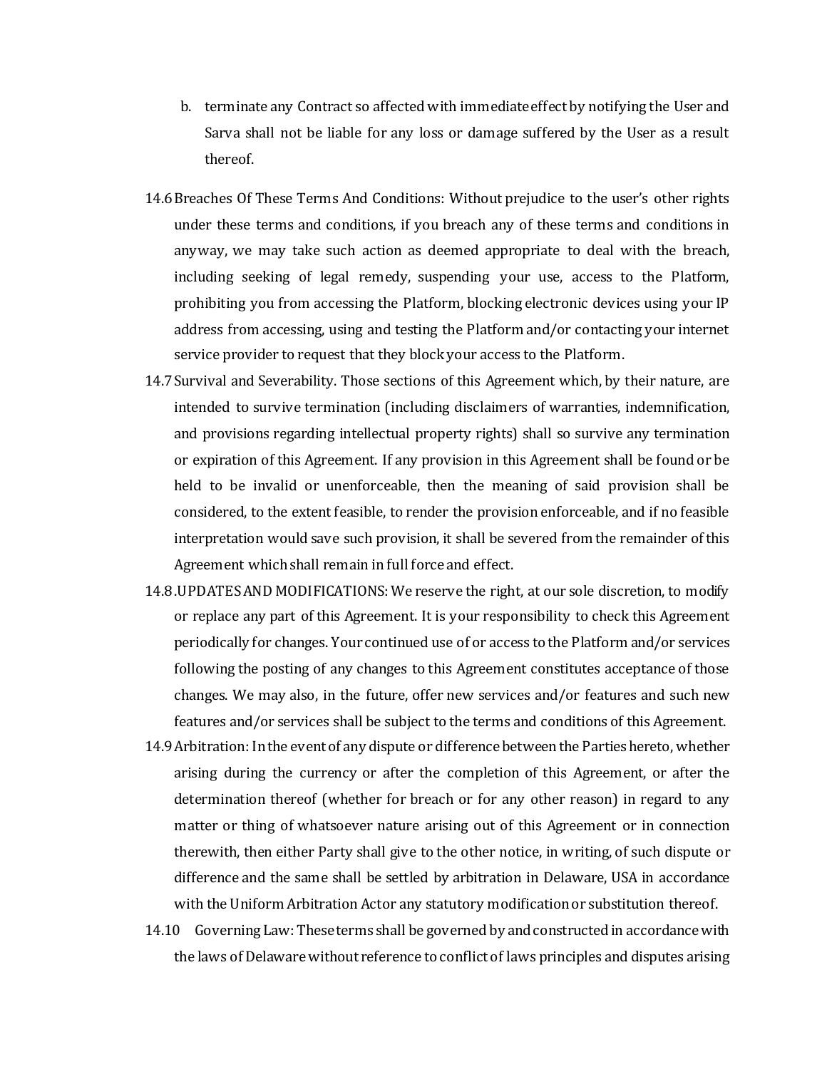b. terminate any Contract so affected with immediate effect by notifying the User and Sarva shall not be liable for any loss or damage suffered by the User as a result thereof.

14.6 Breaches Of These Terms And Conditions: Without prejudice to the user's other rights under these terms and conditions, if you breach any of these terms and conditions in anyway, we may take such action as deemed appropriate to deal with the breach, including seeking of legal remedy, suspending your use, access to the Platform, prohibiting you from accessing the Platform, blocking electronic devices using your IP address from accessing, using and testing the Platform and/or contacting your internet service provider to request that they block your access to the Platform.

14.7 Survival and Severability. Those sections of this Agreement which, by their nature, are intended to survive termination (including disclaimers of warranties, indemnification, and provisions regarding intellectual property rights) shall so survive any termination or expiration of this Agreement. If any provision in this Agreement shall be found or be held to be invalid or unenforceable, then the meaning of said provision shall be considered, to the extent feasible, to render the provision enforceable, and if no feasible interpretation would save such provision, it shall be severed from the remainder of this Agreement which shall remain in full force and effect.

14.8 .UPDATES AND MODIFICATIONS: We reserve the right, at our sole discretion, to modify or replace any part of this Agreement. It is your responsibility to check this Agreement periodically for changes. Your continued use of or access to the Platform and/or services following the posting of any changes to this Agreement constitutes acceptance of those changes. We may also, in the future, offer new services and/or features and such new features and/or services shall be subject to the terms and conditions of this Agreement.

14.9 Arbitration: In the event of any dispute or difference between the Parties hereto, whether arising during the currency or after the completion of this Agreement, or after the determination thereof (whether for breach or for any other reason) in regard to any matter or thing of whatsoever nature arising out of this Agreement or in connection therewith, then either Party shall give to the other notice, in writing, of such dispute or difference and the same shall be settled by arbitration in Delaware, USA in accordance with the Uniform Arbitration Actor any statutory modification or substitution thereof.

14.10 Governing Law: These terms shall be governed by and constructed in accordance with the laws of Delaware without reference to conflict of laws principles and disputes arising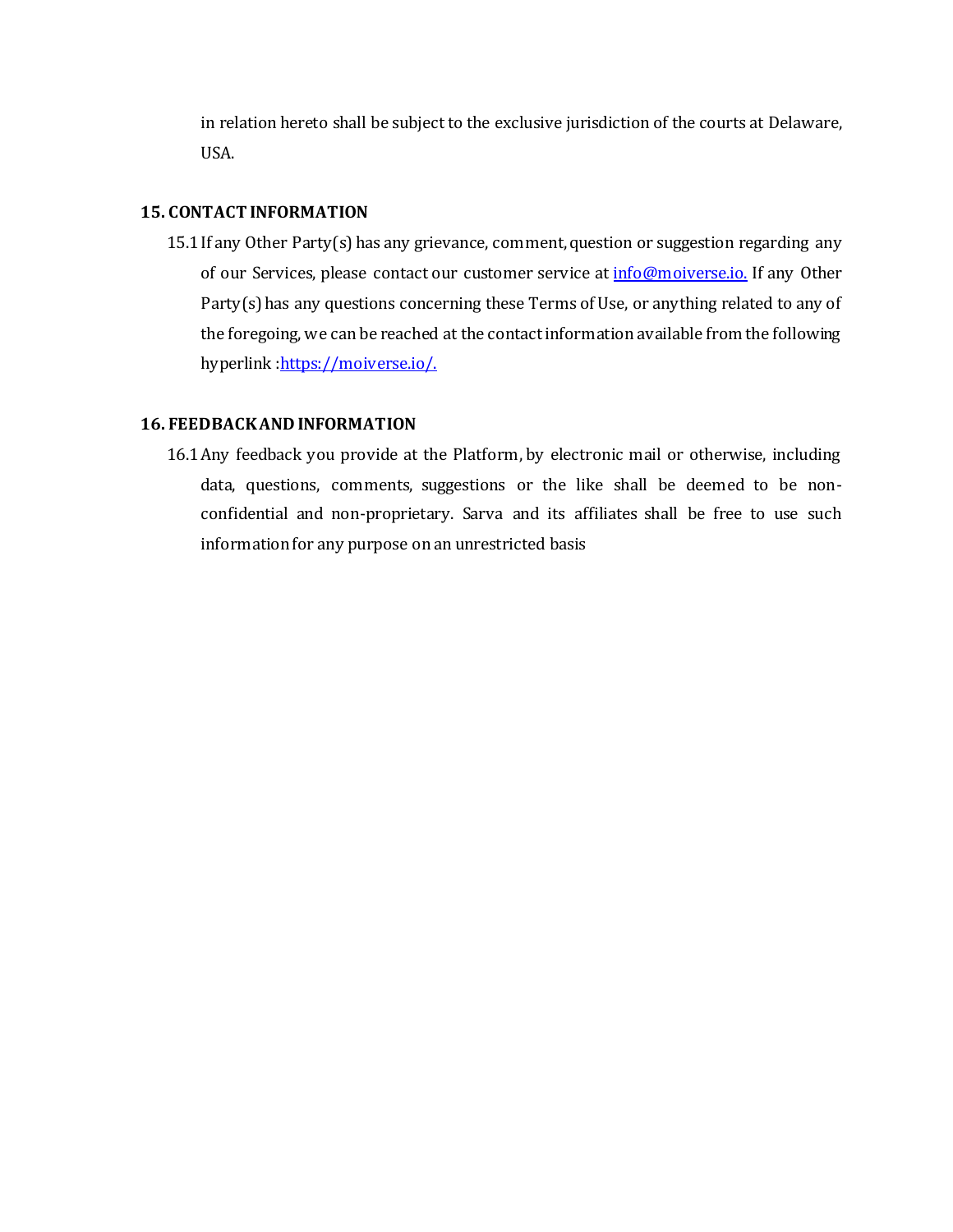in relation hereto shall be subject to the exclusive jurisdiction of the courts at Delaware, USA.

## 15. CONTACT INFORMATION

15.1 If any Other Party(s) has any grievance, comment, question or suggestion regarding any of our Services, please contact our customer service at info@moiverse.io. If any Other Party(s) has any questions concerning these Terms of Use, or anything related to any of the foregoing, we can be reached at the contact information available from the following hyperlink :https://moiverse.io/.

## 16. FEEDBACK AND INFORMATION

16.1 Any feedback you provide at the Platform, by electronic mail or otherwise, including data, questions, comments, suggestions or the like shall be deemed to be non-confidential and non-proprietary. Sarva and its affiliates shall be free to use such information for any purpose on an unrestricted basis